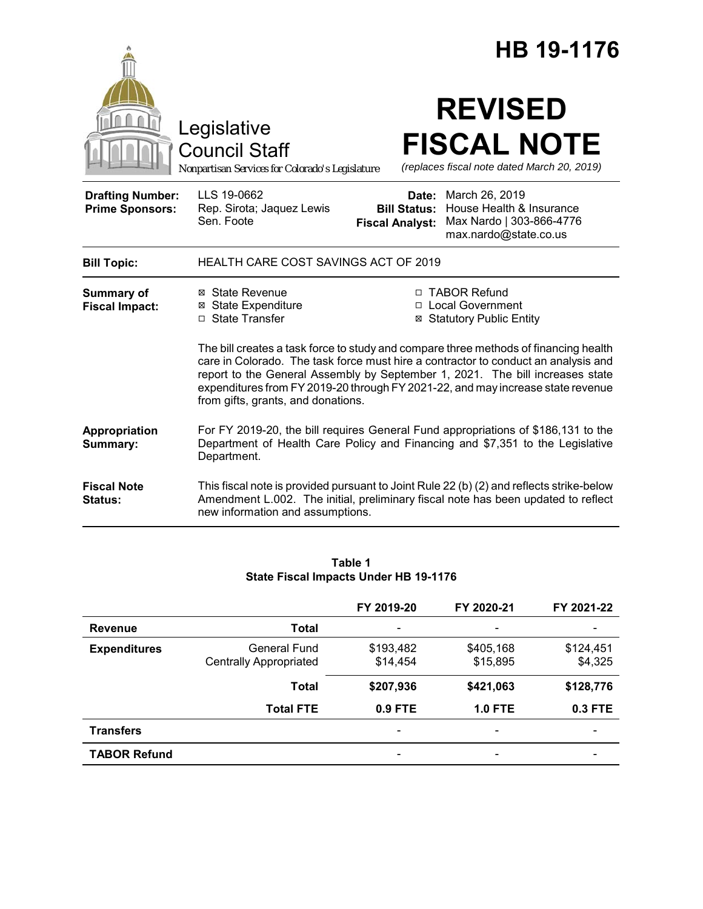# HB 19-1176

Legislative Council Staff

*Nonpartisan Services for Colorado's Legislature*

# REVISED FISCAL NOTE

*(replaces fiscal note dated March 20, 2019)*

| | | | |
|---|---|---|---|
| **Drafting Number:** | LLS 19-0662 | **Date:** | March 26, 2019 |
| **Prime Sponsors:** | Rep. Sirota; Jaquez Lewis<br>Sen. Foote | **Bill Status:** | House Health & Insurance |
| | | **Fiscal Analyst:** | Max Nardo \| 303-866-4776<br>max.nardo@state.co.us |

| | |
|---|---|
| **Bill Topic:** | HEALTH CARE COST SAVINGS ACT OF 2019 |
| **Summary of Fiscal Impact:** | ☒ State Revenue<br>☒ State Expenditure<br>☐ State Transfer<br>☐ TABOR Refund<br>☐ Local Government<br>☒ Statutory Public Entity<br><br>The bill creates a task force to study and compare three methods of financing health care in Colorado. The task force must hire a contractor to conduct an analysis and report to the General Assembly by September 1, 2021. The bill increases state expenditures from FY 2019-20 through FY 2021-22, and may increase state revenue from gifts, grants, and donations. |
| **Appropriation Summary:** | For FY 2019-20, the bill requires General Fund appropriations of $186,131 to the Department of Health Care Policy and Financing and $7,351 to the Legislative Department. |
| **Fiscal Note Status:** | This fiscal note is provided pursuant to Joint Rule 22 (b) (2) and reflects strike-below Amendment L.002. The initial, preliminary fiscal note has been updated to reflect new information and assumptions. |

**Table 1**
**State Fiscal Impacts Under HB 19-1176**

| | | FY 2019-20 | FY 2020-21 | FY 2021-22 |
|---|---|---|---|---|
| **Revenue** | **Total** | - | - | - |
| **Expenditures** | General Fund<br>Centrally Appropriated | $193,482<br>$14,454 | $405,168<br>$15,895 | $124,451<br>$4,325 |
| | **Total** | **$207,936** | **$421,063** | **$128,776** |
| | **Total FTE** | **0.9 FTE** | **1.0 FTE** | **0.3 FTE** |
| **Transfers** | | - | - | - |
| **TABOR Refund** | | - | - | - |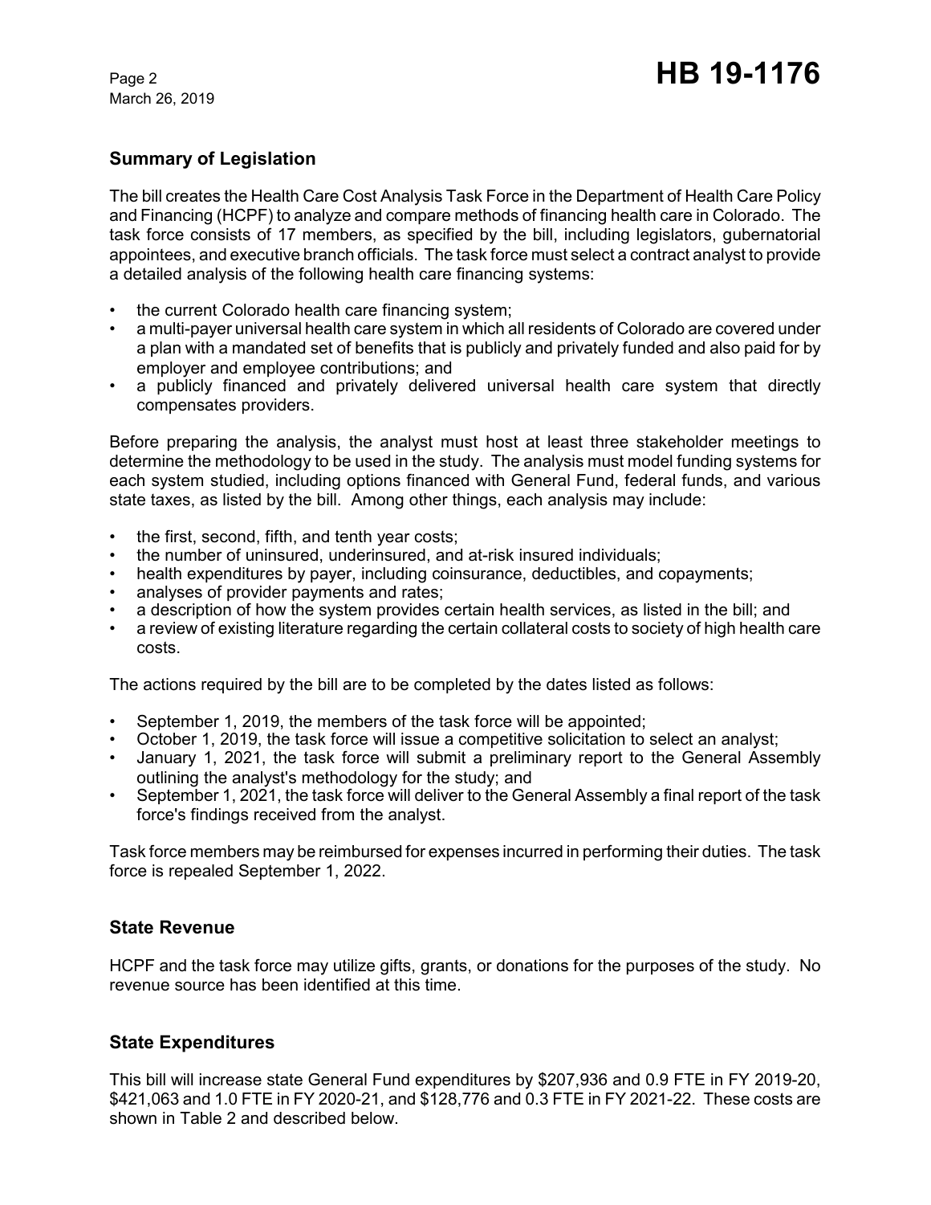## Summary of Legislation

The bill creates the Health Care Cost Analysis Task Force in the Department of Health Care Policy and Financing (HCPF) to analyze and compare methods of financing health care in Colorado. The task force consists of 17 members, as specified by the bill, including legislators, gubernatorial appointees, and executive branch officials. The task force must select a contract analyst to provide a detailed analysis of the following health care financing systems:

- the current Colorado health care financing system;
- a multi-payer universal health care system in which all residents of Colorado are covered under a plan with a mandated set of benefits that is publicly and privately funded and also paid for by employer and employee contributions; and
- a publicly financed and privately delivered universal health care system that directly compensates providers.

Before preparing the analysis, the analyst must host at least three stakeholder meetings to determine the methodology to be used in the study. The analysis must model funding systems for each system studied, including options financed with General Fund, federal funds, and various state taxes, as listed by the bill. Among other things, each analysis may include:

- the first, second, fifth, and tenth year costs;
- the number of uninsured, underinsured, and at-risk insured individuals;
- health expenditures by payer, including coinsurance, deductibles, and copayments;
- analyses of provider payments and rates;
- a description of how the system provides certain health services, as listed in the bill; and
- a review of existing literature regarding the certain collateral costs to society of high health care costs.

The actions required by the bill are to be completed by the dates listed as follows:

- September 1, 2019, the members of the task force will be appointed;
- October 1, 2019, the task force will issue a competitive solicitation to select an analyst;
- January 1, 2021, the task force will submit a preliminary report to the General Assembly outlining the analyst's methodology for the study; and
- September 1, 2021, the task force will deliver to the General Assembly a final report of the task force's findings received from the analyst.

Task force members may be reimbursed for expenses incurred in performing their duties. The task force is repealed September 1, 2022.

## State Revenue

HCPF and the task force may utilize gifts, grants, or donations for the purposes of the study. No revenue source has been identified at this time.

## State Expenditures

This bill will increase state General Fund expenditures by $207,936 and 0.9 FTE in FY 2019-20, $421,063 and 1.0 FTE in FY 2020-21, and $128,776 and 0.3 FTE in FY 2021-22. These costs are shown in Table 2 and described below.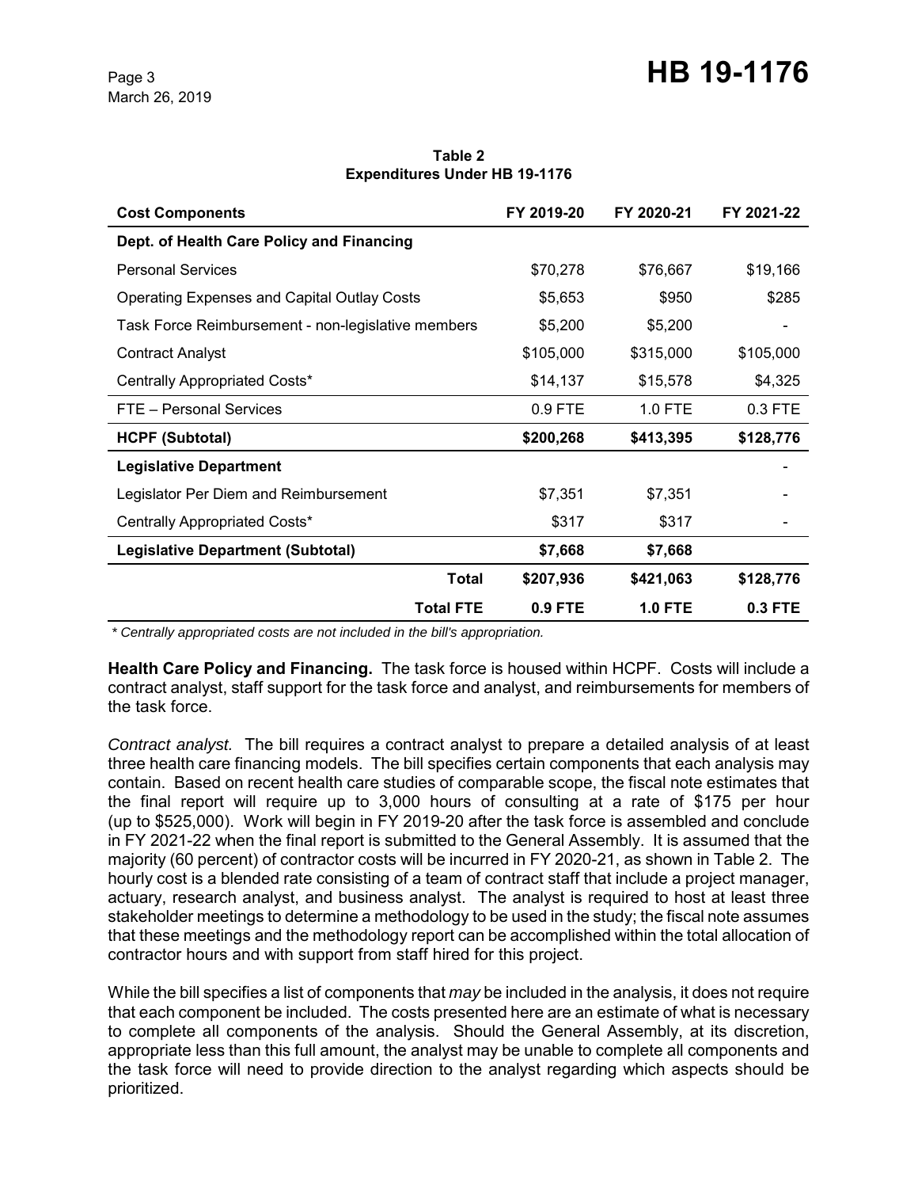**Table 2**
**Expenditures Under HB 19-1176**

| Cost Components | FY 2019-20 | FY 2020-21 | FY 2021-22 |
|---|---|---|---|
| **Dept. of Health Care Policy and Financing** | | | |
| Personal Services | $70,278 | $76,667 | $19,166 |
| Operating Expenses and Capital Outlay Costs | $5,653 | $950 | $285 |
| Task Force Reimbursement - non-legislative members | $5,200 | $5,200 | - |
| Contract Analyst | $105,000 | $315,000 | $105,000 |
| Centrally Appropriated Costs* | $14,137 | $15,578 | $4,325 |
| FTE – Personal Services | 0.9 FTE | 1.0 FTE | 0.3 FTE |
| **HCPF (Subtotal)** | **$200,268** | **$413,395** | **$128,776** |
| **Legislative Department** | | | - |
| Legislator Per Diem and Reimbursement | $7,351 | $7,351 | - |
| Centrally Appropriated Costs* | $317 | $317 | - |
| **Legislative Department (Subtotal)** | **$7,668** | **$7,668** | |
| **Total** | **$207,936** | **$421,063** | **$128,776** |
| **Total FTE** | **0.9 FTE** | **1.0 FTE** | **0.3 FTE** |

*\* Centrally appropriated costs are not included in the bill's appropriation.*

**Health Care Policy and Financing.** The task force is housed within HCPF. Costs will include a contract analyst, staff support for the task force and analyst, and reimbursements for members of the task force.

*Contract analyst.* The bill requires a contract analyst to prepare a detailed analysis of at least three health care financing models. The bill specifies certain components that each analysis may contain. Based on recent health care studies of comparable scope, the fiscal note estimates that the final report will require up to 3,000 hours of consulting at a rate of $175 per hour (up to $525,000). Work will begin in FY 2019-20 after the task force is assembled and conclude in FY 2021-22 when the final report is submitted to the General Assembly. It is assumed that the majority (60 percent) of contractor costs will be incurred in FY 2020-21, as shown in Table 2. The hourly cost is a blended rate consisting of a team of contract staff that include a project manager, actuary, research analyst, and business analyst. The analyst is required to host at least three stakeholder meetings to determine a methodology to be used in the study; the fiscal note assumes that these meetings and the methodology report can be accomplished within the total allocation of contractor hours and with support from staff hired for this project.

While the bill specifies a list of components that *may* be included in the analysis, it does not require that each component be included. The costs presented here are an estimate of what is necessary to complete all components of the analysis. Should the General Assembly, at its discretion, appropriate less than this full amount, the analyst may be unable to complete all components and the task force will need to provide direction to the analyst regarding which aspects should be prioritized.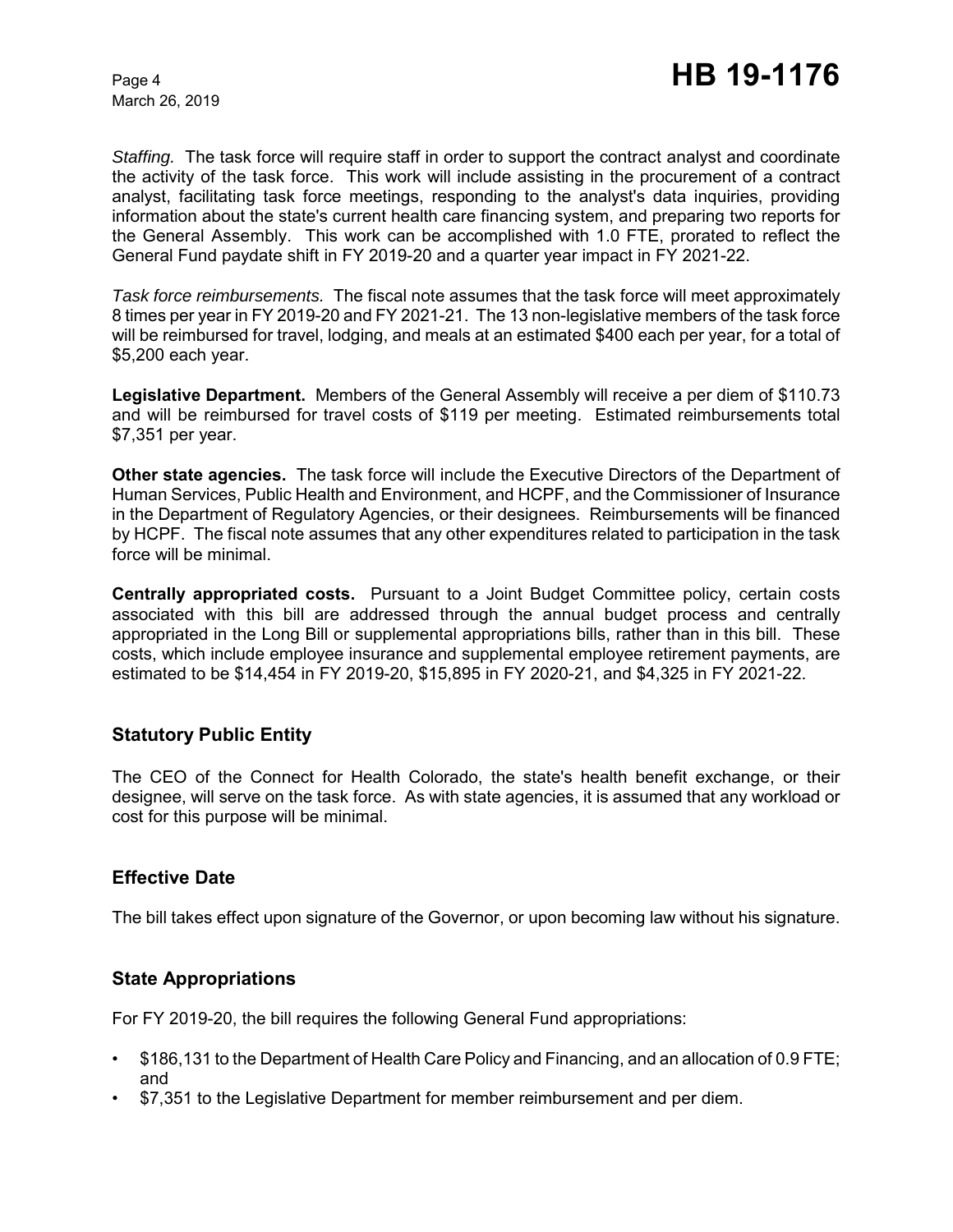*Staffing.* The task force will require staff in order to support the contract analyst and coordinate the activity of the task force. This work will include assisting in the procurement of a contract analyst, facilitating task force meetings, responding to the analyst's data inquiries, providing information about the state's current health care financing system, and preparing two reports for the General Assembly. This work can be accomplished with 1.0 FTE, prorated to reflect the General Fund paydate shift in FY 2019-20 and a quarter year impact in FY 2021-22.

*Task force reimbursements.* The fiscal note assumes that the task force will meet approximately 8 times per year in FY 2019-20 and FY 2021-21. The 13 non-legislative members of the task force will be reimbursed for travel, lodging, and meals at an estimated $400 each per year, for a total of $5,200 each year.

**Legislative Department.** Members of the General Assembly will receive a per diem of $110.73 and will be reimbursed for travel costs of $119 per meeting. Estimated reimbursements total $7,351 per year.

**Other state agencies.** The task force will include the Executive Directors of the Department of Human Services, Public Health and Environment, and HCPF, and the Commissioner of Insurance in the Department of Regulatory Agencies, or their designees. Reimbursements will be financed by HCPF. The fiscal note assumes that any other expenditures related to participation in the task force will be minimal.

**Centrally appropriated costs.** Pursuant to a Joint Budget Committee policy, certain costs associated with this bill are addressed through the annual budget process and centrally appropriated in the Long Bill or supplemental appropriations bills, rather than in this bill. These costs, which include employee insurance and supplemental employee retirement payments, are estimated to be $14,454 in FY 2019-20, $15,895 in FY 2020-21, and $4,325 in FY 2021-22.

## Statutory Public Entity

The CEO of the Connect for Health Colorado, the state's health benefit exchange, or their designee, will serve on the task force. As with state agencies, it is assumed that any workload or cost for this purpose will be minimal.

## Effective Date

The bill takes effect upon signature of the Governor, or upon becoming law without his signature.

## State Appropriations

For FY 2019-20, the bill requires the following General Fund appropriations:

- $186,131 to the Department of Health Care Policy and Financing, and an allocation of 0.9 FTE; and
- $7,351 to the Legislative Department for member reimbursement and per diem.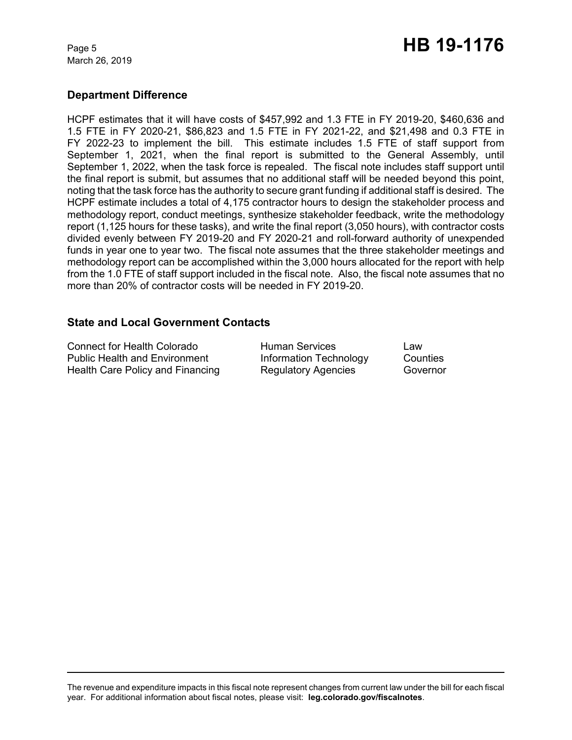## Department Difference

HCPF estimates that it will have costs of $457,992 and 1.3 FTE in FY 2019-20, $460,636 and 1.5 FTE in FY 2020-21, $86,823 and 1.5 FTE in FY 2021-22, and $21,498 and 0.3 FTE in FY 2022-23 to implement the bill. This estimate includes 1.5 FTE of staff support from September 1, 2021, when the final report is submitted to the General Assembly, until September 1, 2022, when the task force is repealed. The fiscal note includes staff support until the final report is submit, but assumes that no additional staff will be needed beyond this point, noting that the task force has the authority to secure grant funding if additional staff is desired. The HCPF estimate includes a total of 4,175 contractor hours to design the stakeholder process and methodology report, conduct meetings, synthesize stakeholder feedback, write the methodology report (1,125 hours for these tasks), and write the final report (3,050 hours), with contractor costs divided evenly between FY 2019-20 and FY 2020-21 and roll-forward authority of unexpended funds in year one to year two. The fiscal note assumes that the three stakeholder meetings and methodology report can be accomplished within the 3,000 hours allocated for the report with help from the 1.0 FTE of staff support included in the fiscal note. Also, the fiscal note assumes that no more than 20% of contractor costs will be needed in FY 2019-20.

## State and Local Government Contacts

| | | |
|---|---|---|
| Connect for Health Colorado | Human Services | Law |
| Public Health and Environment | Information Technology | Counties |
| Health Care Policy and Financing | Regulatory Agencies | Governor |

The revenue and expenditure impacts in this fiscal note represent changes from current law under the bill for each fiscal year. For additional information about fiscal notes, please visit: **leg.colorado.gov/fiscalnotes**.